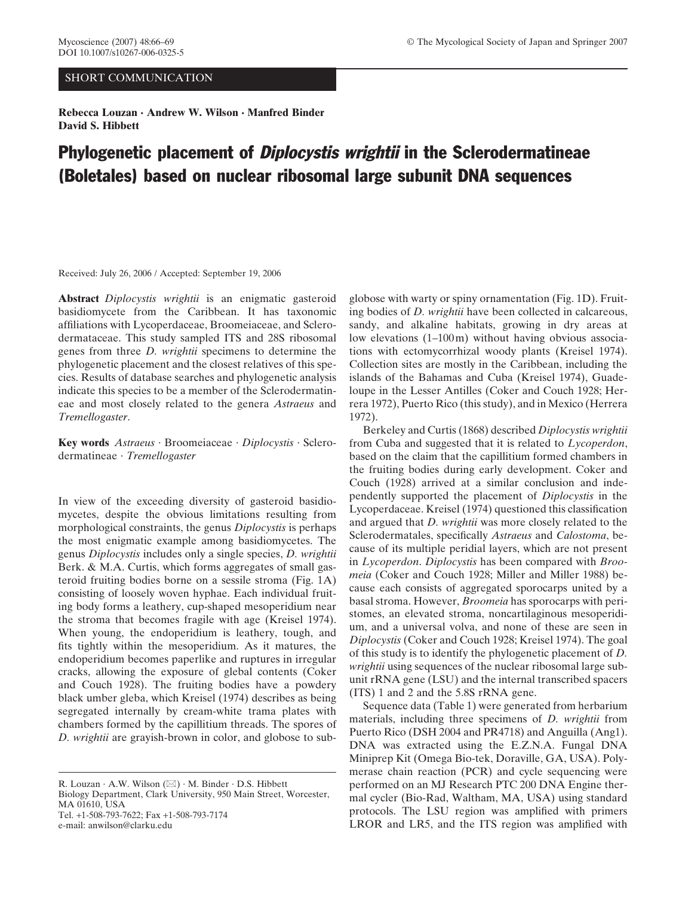SHORT COMMUNICATION

**Rebecca Louzan · Andrew W. Wilson · Manfred Binder David S. Hibbett**

# Phylogenetic placement of *Diplocystis wrightii* in the Sclerodermatineae (Boletales) based on nuclear ribosomal large subunit DNA sequences

Received: July 26, 2006 / Accepted: September 19, 2006

**Abstract** *Diplocystis wrightii* is an enigmatic gasteroid basidiomycete from the Caribbean. It has taxonomic affiliations with Lycoperdaceae, Broomeiaceae, and Sclerodermataceae. This study sampled ITS and 28S ribosomal genes from three *D. wrightii* specimens to determine the phylogenetic placement and the closest relatives of this species. Results of database searches and phylogenetic analysis indicate this species to be a member of the Sclerodermatineae and most closely related to the genera *Astraeus* and *Tremellogaster*.

**Key words** *Astraeus* · Broomeiaceae · *Diplocystis* · Sclerodermatineae · *Tremellogaster*

In view of the exceeding diversity of gasteroid basidiomycetes, despite the obvious limitations resulting from morphological constraints, the genus *Diplocystis* is perhaps the most enigmatic example among basidiomycetes. The genus *Diplocystis* includes only a single species, *D. wrightii* Berk. & M.A. Curtis, which forms aggregates of small gasteroid fruiting bodies borne on a sessile stroma (Fig. 1A) consisting of loosely woven hyphae. Each individual fruiting body forms a leathery, cup-shaped mesoperidium near the stroma that becomes fragile with age (Kreisel 1974). When young, the endoperidium is leathery, tough, and fits tightly within the mesoperidium. As it matures, the endoperidium becomes paperlike and ruptures in irregular cracks, allowing the exposure of glebal contents (Coker and Couch 1928). The fruiting bodies have a powdery black umber gleba, which Kreisel (1974) describes as being segregated internally by cream-white trama plates with chambers formed by the capillitium threads. The spores of *D. wrightii* are grayish-brown in color, and globose to subglobose with warty or spiny ornamentation (Fig. 1D). Fruiting bodies of *D. wrightii* have been collected in calcareous, sandy, and alkaline habitats, growing in dry areas at low elevations (1–100 m) without having obvious associations with ectomycorrhizal woody plants (Kreisel 1974). Collection sites are mostly in the Caribbean, including the islands of the Bahamas and Cuba (Kreisel 1974), Guadeloupe in the Lesser Antilles (Coker and Couch 1928; Herrera 1972), Puerto Rico (this study), and in Mexico (Herrera 1972).

Berkeley and Curtis (1868) described *Diplocystis wrightii* from Cuba and suggested that it is related to *Lycoperdon*, based on the claim that the capillitium formed chambers in the fruiting bodies during early development. Coker and Couch (1928) arrived at a similar conclusion and independently supported the placement of *Diplocystis* in the Lycoperdaceae. Kreisel (1974) questioned this classification and argued that *D. wrightii* was more closely related to the Sclerodermatales, specifically *Astraeus* and *Calostoma*, because of its multiple peridial layers, which are not present in *Lycoperdon*. *Diplocystis* has been compared with *Broomeia* (Coker and Couch 1928; Miller and Miller 1988) because each consists of aggregated sporocarps united by a basal stroma. However, *Broomeia* has sporocarps with peristomes, an elevated stroma, noncartilaginous mesoperidium, and a universal volva, and none of these are seen in *Diplocystis* (Coker and Couch 1928; Kreisel 1974). The goal of this study is to identify the phylogenetic placement of *D. wrightii* using sequences of the nuclear ribosomal large subunit rRNA gene (LSU) and the internal transcribed spacers (ITS) 1 and 2 and the 5.8S rRNA gene.

Sequence data (Table 1) were generated from herbarium materials, including three specimens of *D. wrightii* from Puerto Rico (DSH 2004 and PR4718) and Anguilla (Ang1). DNA was extracted using the E.Z.N.A. Fungal DNA Miniprep Kit (Omega Bio-tek, Doraville, GA, USA). Polymerase chain reaction (PCR) and cycle sequencing were performed on an MJ Research PTC 200 DNA Engine thermal cycler (Bio-Rad, Waltham, MA, USA) using standard protocols. The LSU region was amplified with primers LROR and LR5, and the ITS region was amplified with

R. Louzan · A.W. Wilson (✉) · M. Binder · D.S. Hibbett
Biology Department, Clark University, 950 Main Street, Worcester, MA 01610, USA
Tel. +1-508-793-7622; Fax +1-508-793-7174
e-mail: anwilson@clarku.edu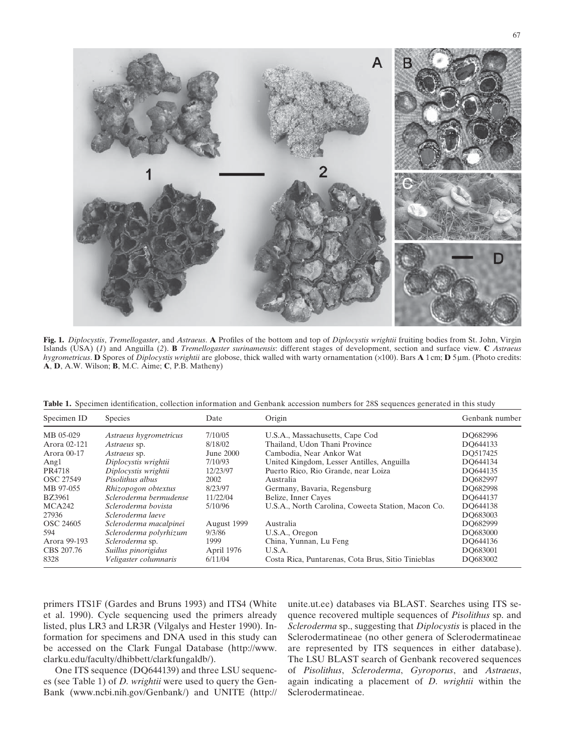**Fig. 1.** *Diplocystis*, *Tremellogaster*, and *Astraeus*. **A** Profiles of the bottom and top of *Diplocystis wrightii* fruiting bodies from St. John, Virgin Islands (USA) (*1*) and Anguilla (*2*). **B** *Tremellogaster surinamensis*: different stages of development, section and surface view. **C** *Astraeus hygrometricus*. **D** Spores of *Diplocystis wrightii* are globose, thick walled with warty ornamentation (×100). Bars **A** 1 cm; **D** 5 μm. (Photo credits: **A**, **D**, A.W. Wilson; **B**, M.C. Aime; **C**, P.B. Matheny)

**Table 1.** Specimen identification, collection information and Genbank accession numbers for 28S sequences generated in this study

| Specimen ID | Species | Date | Origin | Genbank number |
|---|---|---|---|---|
| MB 05-029 | *Astraeus hygrometricus* | 7/10/05 | U.S.A., Massachusetts, Cape Cod | DQ682996 |
| Arora 02-121 | *Astraeus* sp. | 8/18/02 | Thailand, Udon Thani Province | DQ644133 |
| Arora 00-17 | *Astraeus* sp. | June 2000 | Cambodia, Near Ankor Wat | DQ517425 |
| Ang1 | *Diplocystis wrightii* | 7/10/93 | United Kingdom, Lesser Antilles, Anguilla | DQ644134 |
| PR4718 | *Diplocystis wrightii* | 12/23/97 | Puerto Rico, Rio Grande, near Loiza | DQ644135 |
| OSC 27549 | *Pisolithus albus* | 2002 | Australia | DQ682997 |
| MB 97-055 | *Rhizopogon obtextus* | 8/23/97 | Germany, Bavaria, Regensburg | DQ682998 |
| BZ3961 | *Scleroderma bermudense* | 11/22/04 | Belize, Inner Cayes | DQ644137 |
| MCA242 | *Scleroderma bovista* | 5/10/96 | U.S.A., North Carolina, Coweeta Station, Macon Co. | DQ644138 |
| 27936 | *Scleroderma laeve* | | | DQ683003 |
| OSC 24605 | *Scleroderma macalpinei* | August 1999 | Australia | DQ682999 |
| 594 | *Scleroderma polyrhizum* | 9/3/86 | U.S.A., Oregon | DQ683000 |
| Arora 99-193 | *Scleroderma* sp. | 1999 | China, Yunnan, Lu Feng | DQ644136 |
| CBS 207.76 | *Suillus pinorigidus* | April 1976 | U.S.A. | DQ683001 |
| 8328 | *Veligaster columnaris* | 6/11/04 | Costa Rica, Puntarenas, Cota Brus, Sitio Tinieblas | DQ683002 |

primers ITS1F (Gardes and Bruns 1993) and ITS4 (White et al. 1990). Cycle sequencing used the primers already listed, plus LR3 and LR3R (Vilgalys and Hester 1990). Information for specimens and DNA used in this study can be accessed on the Clark Fungal Database (http://www.clarku.edu/faculty/dhibbett/clarkfungaldb/).

One ITS sequence (DQ644139) and three LSU sequences (see Table 1) of *D. wrightii* were used to query the GenBank (www.ncbi.nih.gov/Genbank/) and UNITE (http://unite.ut.ee) databases via BLAST. Searches using ITS sequence recovered multiple sequences of *Pisolithus* sp. and *Scleroderma* sp., suggesting that *Diplocystis* is placed in the Sclerodermatineae (no other genera of Sclerodermatineae are represented by ITS sequences in either database). The LSU BLAST search of Genbank recovered sequences of *Pisolithus*, *Scleroderma*, *Gyroporus*, and *Astraeus*, again indicating a placement of *D. wrightii* within the Sclerodermatineae.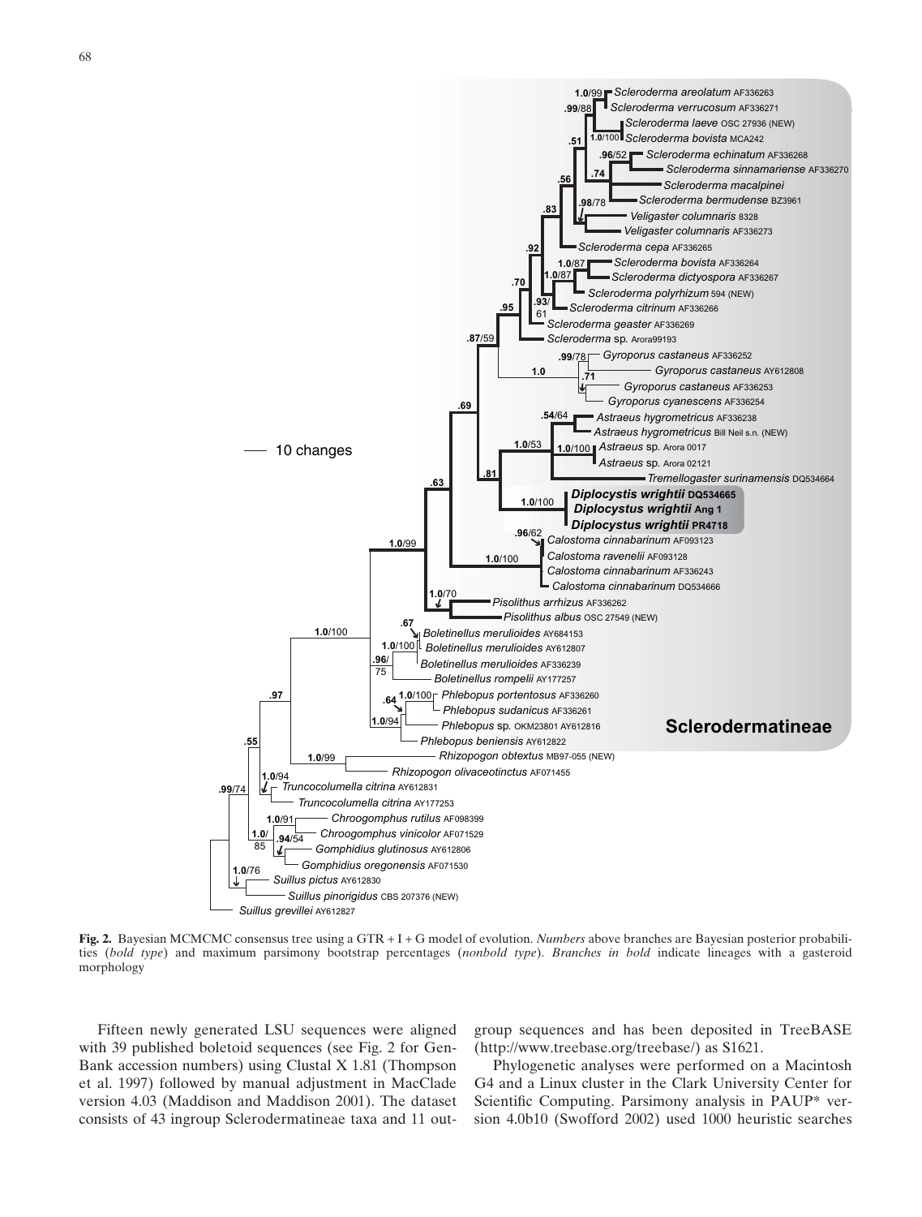**Fig. 2.** Bayesian MCMCMC consensus tree using a GTR + I + G model of evolution. *Numbers* above branches are Bayesian posterior probabilities (*bold type*) and maximum parsimony bootstrap percentages (*nonbold type*). *Branches in bold* indicate lineages with a gasteroid morphology

Fifteen newly generated LSU sequences were aligned with 39 published boletoid sequences (see Fig. 2 for GenBank accession numbers) using Clustal X 1.81 (Thompson et al. 1997) followed by manual adjustment in MacClade version 4.03 (Maddison and Maddison 2001). The dataset consists of 43 ingroup Sclerodermatineae taxa and 11 outgroup sequences and has been deposited in TreeBASE (http://www.treebase.org/treebase/) as S1621.

Phylogenetic analyses were performed on a Macintosh G4 and a Linux cluster in the Clark University Center for Scientific Computing. Parsimony analysis in PAUP* version 4.0b10 (Swofford 2002) used 1000 heuristic searches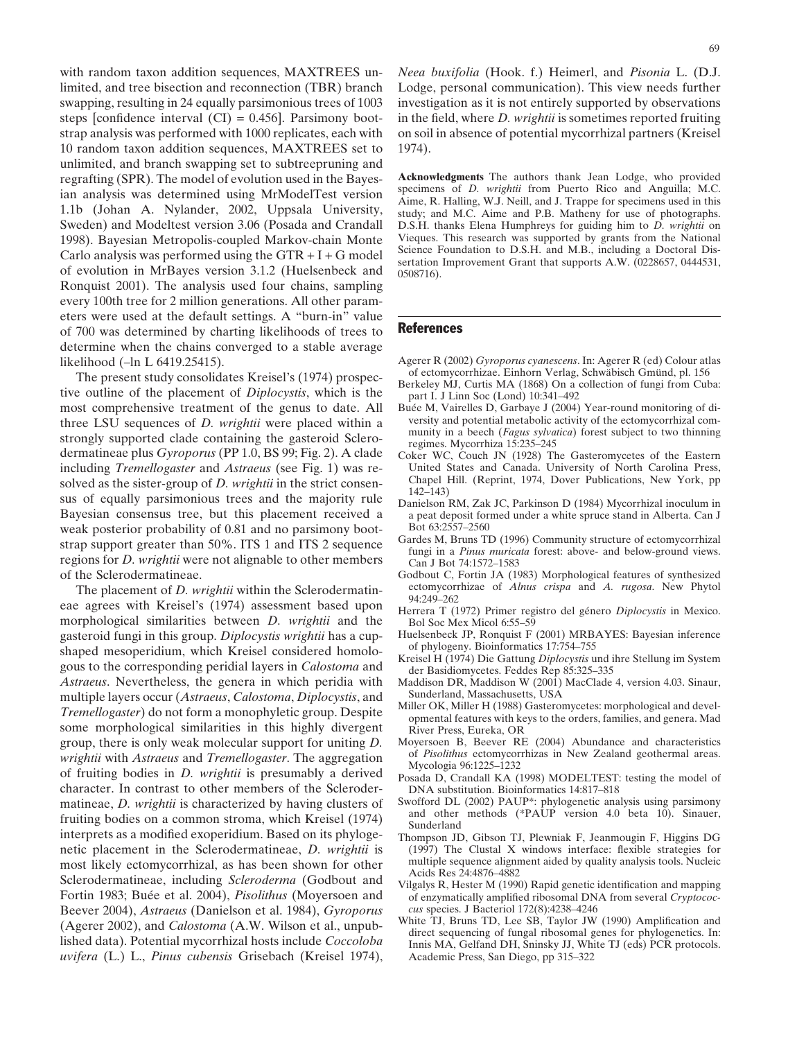with random taxon addition sequences, MAXTREES unlimited, and tree bisection and reconnection (TBR) branch swapping, resulting in 24 equally parsimonious trees of 1003 steps [confidence interval (CI) = 0.456]. Parsimony bootstrap analysis was performed with 1000 replicates, each with 10 random taxon addition sequences, MAXTREES set to unlimited, and branch swapping set to subtreepruning and regrafting (SPR). The model of evolution used in the Bayesian analysis was determined using MrModelTest version 1.1b (Johan A. Nylander, 2002, Uppsala University, Sweden) and Modeltest version 3.06 (Posada and Crandall 1998). Bayesian Metropolis-coupled Markov-chain Monte Carlo analysis was performed using the GTR + I + G model of evolution in MrBayes version 3.1.2 (Huelsenbeck and Ronquist 2001). The analysis used four chains, sampling every 100th tree for 2 million generations. All other parameters were used at the default settings. A "burn-in" value of 700 was determined by charting likelihoods of trees to determine when the chains converged to a stable average likelihood (–ln L 6419.25415).

The present study consolidates Kreisel's (1974) prospective outline of the placement of *Diplocystis*, which is the most comprehensive treatment of the genus to date. All three LSU sequences of *D. wrightii* were placed within a strongly supported clade containing the gasteroid Sclerodermatineae plus *Gyroporus* (PP 1.0, BS 99; Fig. 2). A clade including *Tremellogaster* and *Astraeus* (see Fig. 1) was resolved as the sister-group of *D. wrightii* in the strict consensus of equally parsimonious trees and the majority rule Bayesian consensus tree, but this placement received a weak posterior probability of 0.81 and no parsimony bootstrap support greater than 50%. ITS 1 and ITS 2 sequence regions for *D. wrightii* were not alignable to other members of the Sclerodermatineae.

The placement of *D. wrightii* within the Sclerodermatineae agrees with Kreisel's (1974) assessment based upon morphological similarities between *D. wrightii* and the gasteroid fungi in this group. *Diplocystis wrightii* has a cup-shaped mesoperidium, which Kreisel considered homologous to the corresponding peridial layers in *Calostoma* and *Astraeus*. Nevertheless, the genera in which peridia with multiple layers occur (*Astraeus*, *Calostoma*, *Diplocystis*, and *Tremellogaster*) do not form a monophyletic group. Despite some morphological similarities in this highly divergent group, there is only weak molecular support for uniting *D. wrightii* with *Astraeus* and *Tremellogaster*. The aggregation of fruiting bodies in *D. wrightii* is presumably a derived character. In contrast to other members of the Sclerodermatineae, *D. wrightii* is characterized by having clusters of fruiting bodies on a common stroma, which Kreisel (1974) interprets as a modified exoperidium. Based on its phylogenetic placement in the Sclerodermatineae, *D. wrightii* is most likely ectomycorrhizal, as has been shown for other Sclerodermatineae, including *Scleroderma* (Godbout and Fortin 1983; Buée et al. 2004), *Pisolithus* (Moyersoen and Beever 2004), *Astraeus* (Danielson et al. 1984), *Gyroporus* (Agerer 2002), and *Calostoma* (A.W. Wilson et al., unpublished data). Potential mycorrhizal hosts include *Coccoloba uvifera* (L.) L., *Pinus cubensis* Grisebach (Kreisel 1974), *Neea buxifolia* (Hook. f.) Heimerl, and *Pisonia* L. (D.J. Lodge, personal communication). This view needs further investigation as it is not entirely supported by observations in the field, where *D. wrightii* is sometimes reported fruiting on soil in absence of potential mycorrhizal partners (Kreisel 1974).

**Acknowledgments** The authors thank Jean Lodge, who provided specimens of *D. wrightii* from Puerto Rico and Anguilla; M.C. Aime, R. Halling, W.J. Neill, and J. Trappe for specimens used in this study; and M.C. Aime and P.B. Matheny for use of photographs. D.S.H. thanks Elena Humphreys for guiding him to *D. wrightii* on Vieques. This research was supported by grants from the National Science Foundation to D.S.H. and M.B., including a Doctoral Dissertation Improvement Grant that supports A.W. (0228657, 0444531, 0508716).

## References

Agerer R (2002) *Gyroporus cyanescens*. In: Agerer R (ed) Colour atlas of ectomycorrhizae. Einhorn Verlag, Schwäbisch Gmünd, pl. 156

Berkeley MJ, Curtis MA (1868) On a collection of fungi from Cuba: part I. J Linn Soc (Lond) 10:341–492

Buée M, Vairelles D, Garbaye J (2004) Year-round monitoring of diversity and potential metabolic activity of the ectomycorrhizal community in a beech (*Fagus sylvatica*) forest subject to two thinning regimes. Mycorrhiza 15:235–245

Coker WC, Couch JN (1928) The Gasteromycetes of the Eastern United States and Canada. University of North Carolina Press, Chapel Hill. (Reprint, 1974, Dover Publications, New York, pp 142–143)

Danielson RM, Zak JC, Parkinson D (1984) Mycorrhizal inoculum in a peat deposit formed under a white spruce stand in Alberta. Can J Bot 63:2557–2560

Gardes M, Bruns TD (1996) Community structure of ectomycorrhizal fungi in a *Pinus muricata* forest: above- and below-ground views. Can J Bot 74:1572–1583

Godbout C, Fortin JA (1983) Morphological features of synthesized ectomycorrhizae of *Alnus crispa* and *A. rugosa*. New Phytol 94:249–262

Herrera T (1972) Primer registro del género *Diplocystis* in Mexico. Bol Soc Mex Micol 6:55–59

Huelsenbeck JP, Ronquist F (2001) MRBAYES: Bayesian inference of phylogeny. Bioinformatics 17:754–755

Kreisel H (1974) Die Gattung *Diplocystis* und ihre Stellung im System der Basidiomycetes. Feddes Rep 85:325–335

Maddison DR, Maddison W (2001) MacClade 4, version 4.03. Sinaur, Sunderland, Massachusetts, USA

Miller OK, Miller H (1988) Gasteromycetes: morphological and developmental features with keys to the orders, families, and genera. Mad River Press, Eureka, OR

Moyersoen B, Beever RE (2004) Abundance and characteristics of *Pisolithus* ectomycorrhizas in New Zealand geothermal areas. Mycologia 96:1225–1232

Posada D, Crandall KA (1998) MODELTEST: testing the model of DNA substitution. Bioinformatics 14:817–818

Swofford DL (2002) PAUP*: phylogenetic analysis using parsimony and other methods (*PAUP version 4.0 beta 10). Sinauer, Sunderland

Thompson JD, Gibson TJ, Plewniak F, Jeanmougin F, Higgins DG (1997) The Clustal X windows interface: flexible strategies for multiple sequence alignment aided by quality analysis tools. Nucleic Acids Res 24:4876–4882

Vilgalys R, Hester M (1990) Rapid genetic identification and mapping of enzymatically amplified ribosomal DNA from several *Cryptococcus* species. J Bacteriol 172(8):4238–4246

White TJ, Bruns TD, Lee SB, Taylor JW (1990) Amplification and direct sequencing of fungal ribosomal genes for phylogenetics. In: Innis MA, Gelfand DH, Sninsky JJ, White TJ (eds) PCR protocols. Academic Press, San Diego, pp 315–322